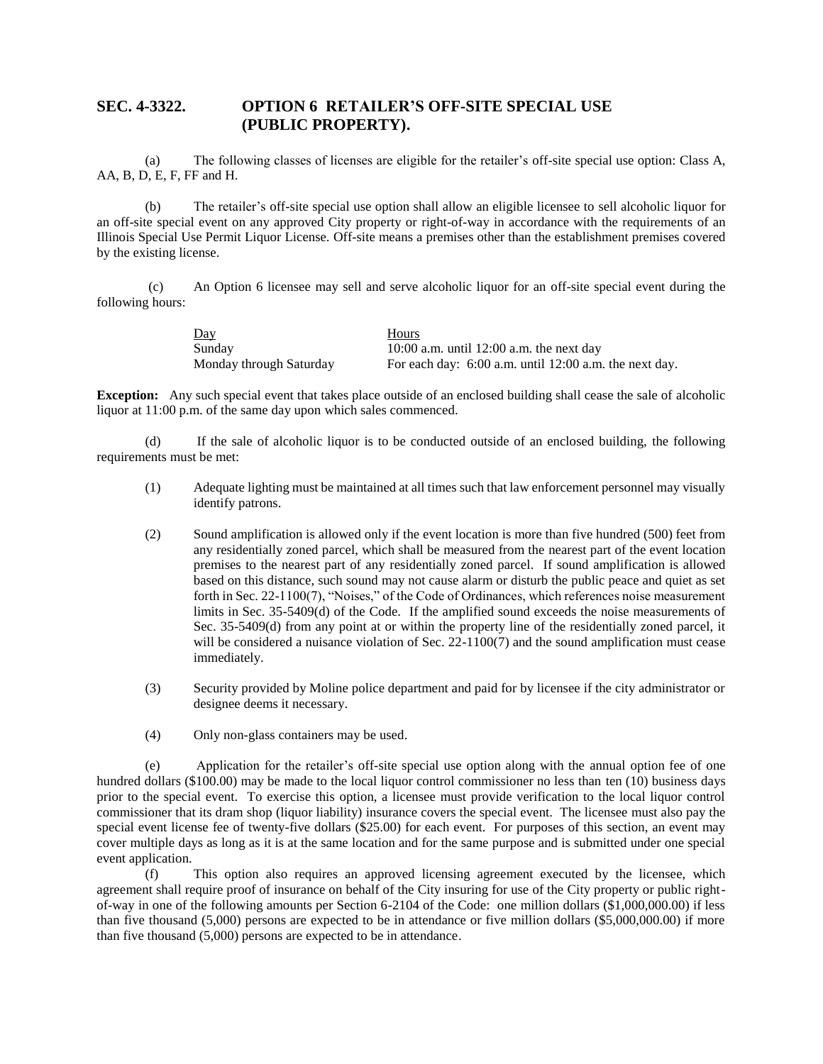## SEC. 4-3322. OPTION 6 RETAILER'S OFF-SITE SPECIAL USE (PUBLIC PROPERTY).

(a) The following classes of licenses are eligible for the retailer's off-site special use option: Class A, AA, B, D, E, F, FF and H.

(b) The retailer's off-site special use option shall allow an eligible licensee to sell alcoholic liquor for an off-site special event on any approved City property or right-of-way in accordance with the requirements of an Illinois Special Use Permit Liquor License. Off-site means a premises other than the establishment premises covered by the existing license.

(c) An Option 6 licensee may sell and serve alcoholic liquor for an off-site special event during the following hours:

| Day | Hours |
|---|---|
| Sunday | 10:00 a.m. until 12:00 a.m. the next day |
| Monday through Saturday | For each day: 6:00 a.m. until 12:00 a.m. the next day. |

**Exception:** Any such special event that takes place outside of an enclosed building shall cease the sale of alcoholic liquor at 11:00 p.m. of the same day upon which sales commenced.

(d) If the sale of alcoholic liquor is to be conducted outside of an enclosed building, the following requirements must be met:

(1) Adequate lighting must be maintained at all times such that law enforcement personnel may visually identify patrons.

(2) Sound amplification is allowed only if the event location is more than five hundred (500) feet from any residentially zoned parcel, which shall be measured from the nearest part of the event location premises to the nearest part of any residentially zoned parcel. If sound amplification is allowed based on this distance, such sound may not cause alarm or disturb the public peace and quiet as set forth in Sec. 22-1100(7), "Noises," of the Code of Ordinances, which references noise measurement limits in Sec. 35-5409(d) of the Code. If the amplified sound exceeds the noise measurements of Sec. 35-5409(d) from any point at or within the property line of the residentially zoned parcel, it will be considered a nuisance violation of Sec. 22-1100(7) and the sound amplification must cease immediately.

(3) Security provided by Moline police department and paid for by licensee if the city administrator or designee deems it necessary.

(4) Only non-glass containers may be used.

(e) Application for the retailer's off-site special use option along with the annual option fee of one hundred dollars ($100.00) may be made to the local liquor control commissioner no less than ten (10) business days prior to the special event. To exercise this option, a licensee must provide verification to the local liquor control commissioner that its dram shop (liquor liability) insurance covers the special event. The licensee must also pay the special event license fee of twenty-five dollars ($25.00) for each event. For purposes of this section, an event may cover multiple days as long as it is at the same location and for the same purpose and is submitted under one special event application.

(f) This option also requires an approved licensing agreement executed by the licensee, which agreement shall require proof of insurance on behalf of the City insuring for use of the City property or public right-of-way in one of the following amounts per Section 6-2104 of the Code: one million dollars ($1,000,000.00) if less than five thousand (5,000) persons are expected to be in attendance or five million dollars ($5,000,000.00) if more than five thousand (5,000) persons are expected to be in attendance.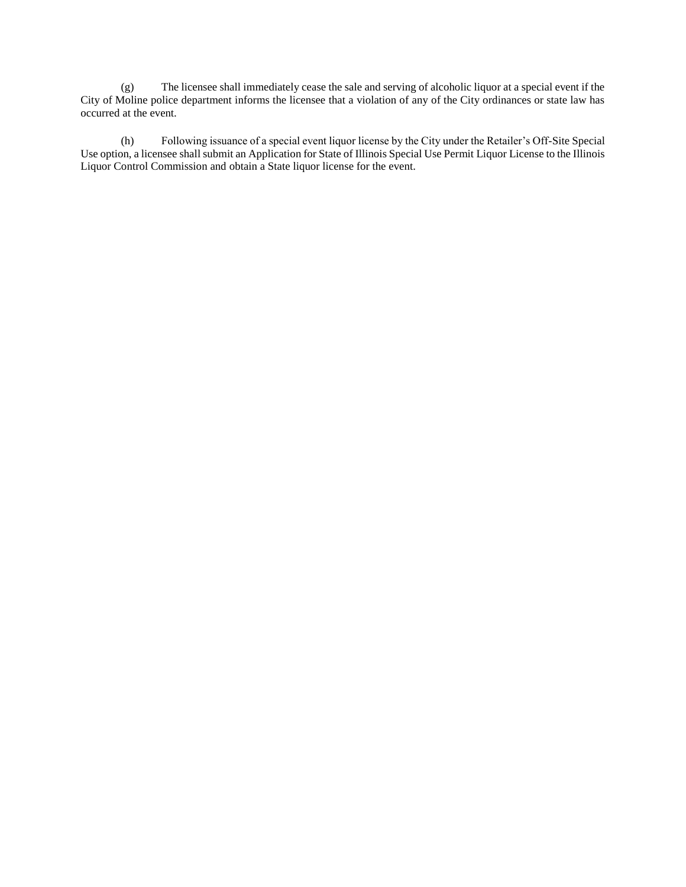(g) The licensee shall immediately cease the sale and serving of alcoholic liquor at a special event if the City of Moline police department informs the licensee that a violation of any of the City ordinances or state law has occurred at the event.

(h) Following issuance of a special event liquor license by the City under the Retailer's Off-Site Special Use option, a licensee shall submit an Application for State of Illinois Special Use Permit Liquor License to the Illinois Liquor Control Commission and obtain a State liquor license for the event.